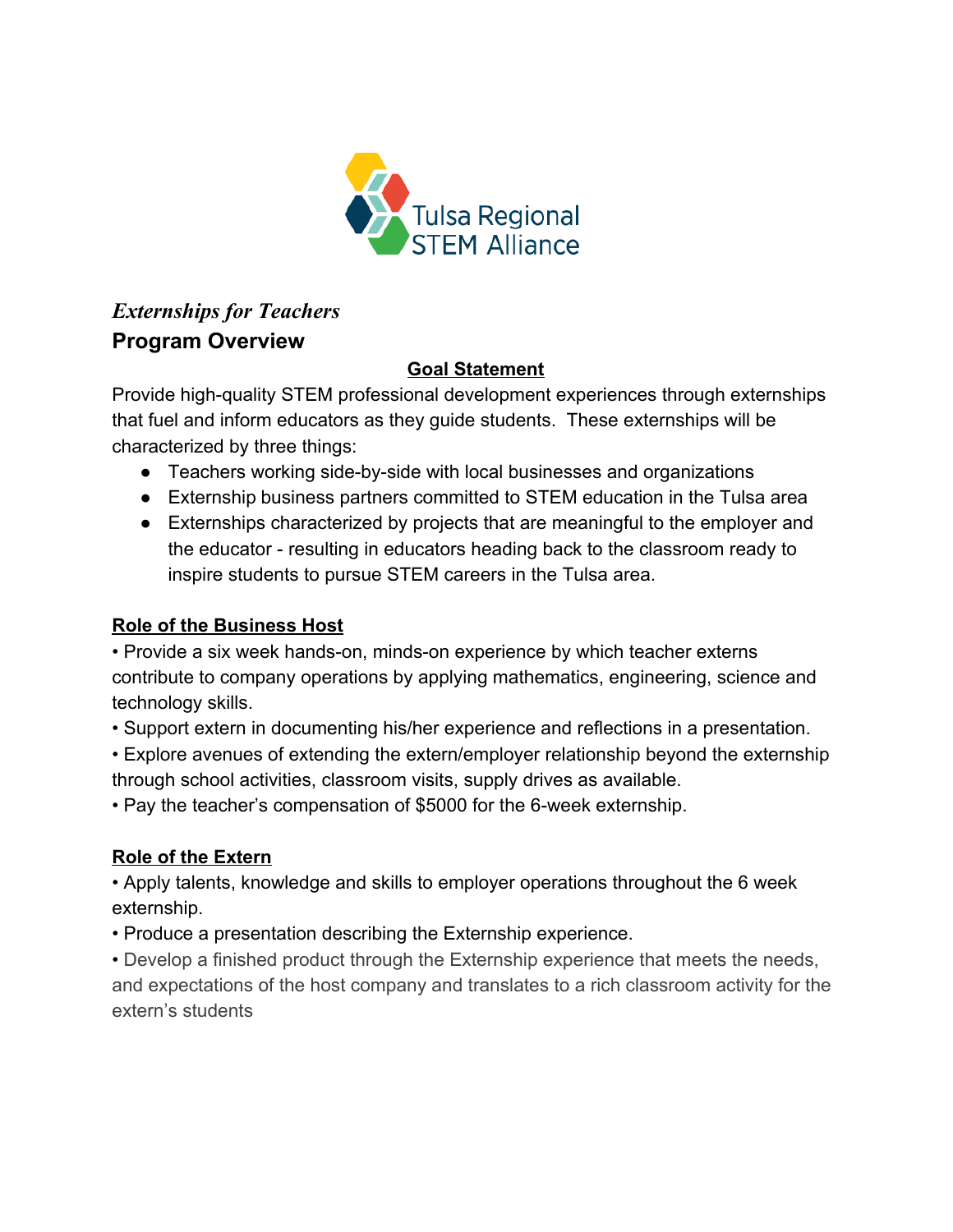Tulsa Regional STEM Alliance

*Externships for Teachers*

# Program Overview

## Goal Statement

Provide high-quality STEM professional development experiences through externships that fuel and inform educators as they guide students. These externships will be characterized by three things:

- Teachers working side-by-side with local businesses and organizations
- Externship business partners committed to STEM education in the Tulsa area
- Externships characterized by projects that are meaningful to the employer and the educator - resulting in educators heading back to the classroom ready to inspire students to pursue STEM careers in the Tulsa area.

## Role of the Business Host

- Provide a six week hands-on, minds-on experience by which teacher externs contribute to company operations by applying mathematics, engineering, science and technology skills.
- Support extern in documenting his/her experience and reflections in a presentation.
- Explore avenues of extending the extern/employer relationship beyond the externship through school activities, classroom visits, supply drives as available.
- Pay the teacher's compensation of $5000 for the 6-week externship.

## Role of the Extern

- Apply talents, knowledge and skills to employer operations throughout the 6 week externship.
- Produce a presentation describing the Externship experience.
- Develop a finished product through the Externship experience that meets the needs, and expectations of the host company and translates to a rich classroom activity for the extern's students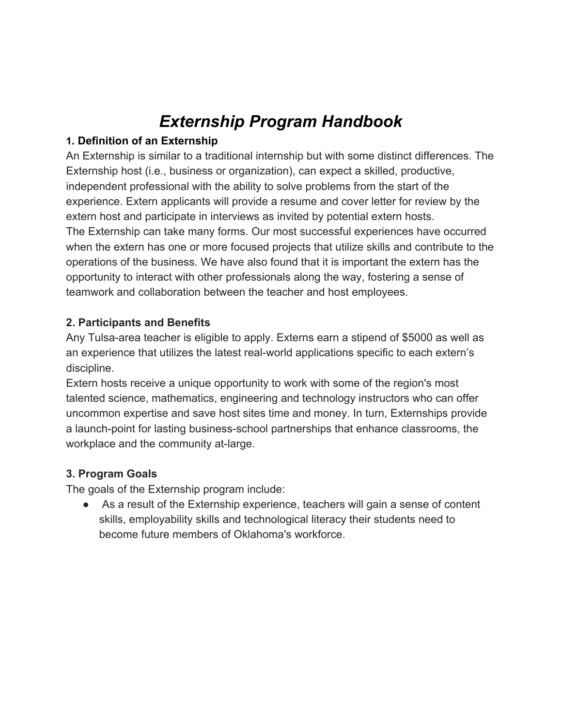# *Externship Program Handbook*

### 1. Definition of an Externship

An Externship is similar to a traditional internship but with some distinct differences. The Externship host (i.e., business or organization), can expect a skilled, productive, independent professional with the ability to solve problems from the start of the experience. Extern applicants will provide a resume and cover letter for review by the extern host and participate in interviews as invited by potential extern hosts.

The Externship can take many forms. Our most successful experiences have occurred when the extern has one or more focused projects that utilize skills and contribute to the operations of the business. We have also found that it is important the extern has the opportunity to interact with other professionals along the way, fostering a sense of teamwork and collaboration between the teacher and host employees.

### 2. Participants and Benefits

Any Tulsa-area teacher is eligible to apply. Externs earn a stipend of $5000 as well as an experience that utilizes the latest real-world applications specific to each extern's discipline.

Extern hosts receive a unique opportunity to work with some of the region's most talented science, mathematics, engineering and technology instructors who can offer uncommon expertise and save host sites time and money. In turn, Externships provide a launch-point for lasting business-school partnerships that enhance classrooms, the workplace and the community at-large.

### 3. Program Goals

The goals of the Externship program include:

- As a result of the Externship experience, teachers will gain a sense of content skills, employability skills and technological literacy their students need to become future members of Oklahoma's workforce.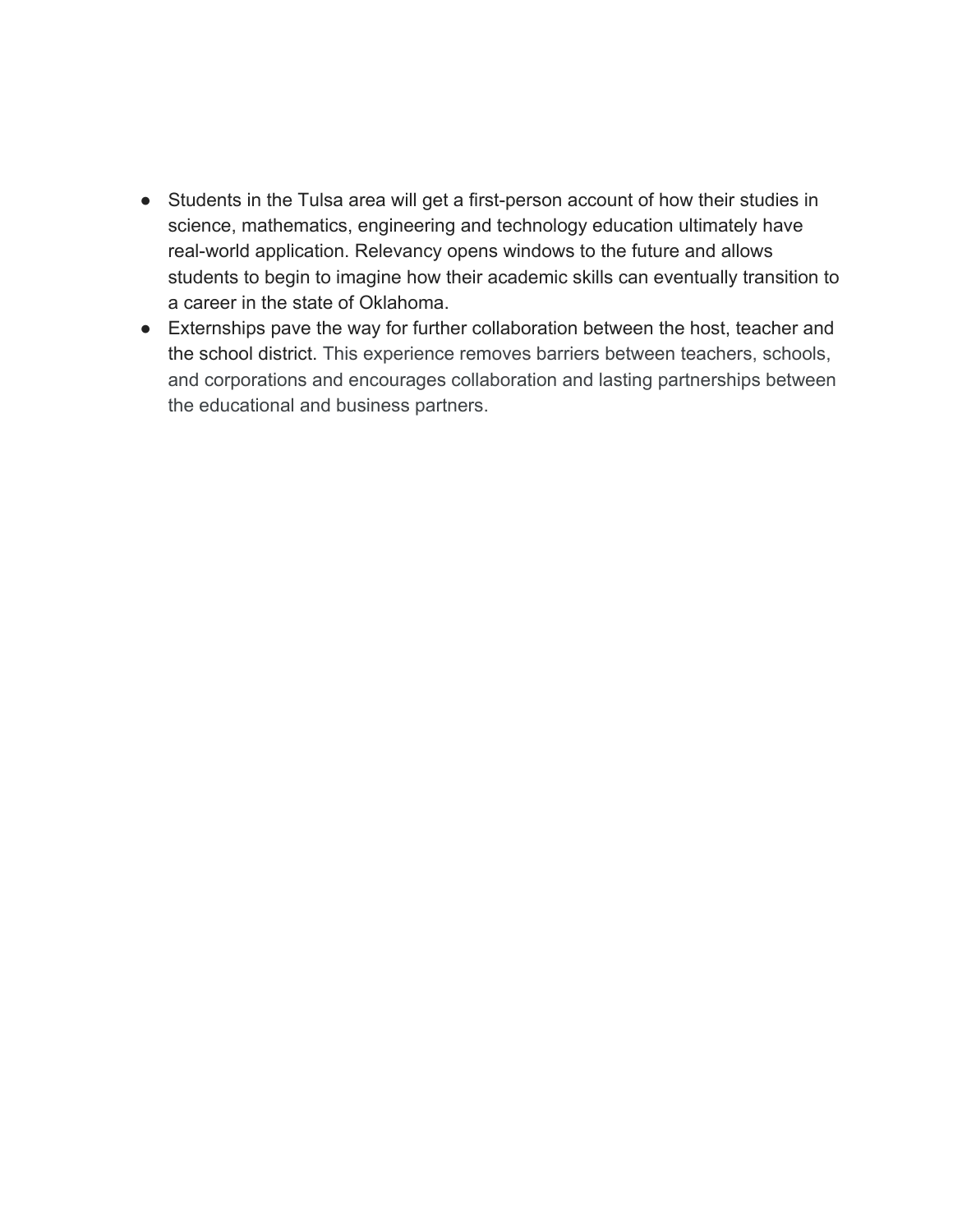- Students in the Tulsa area will get a first-person account of how their studies in science, mathematics, engineering and technology education ultimately have real-world application. Relevancy opens windows to the future and allows students to begin to imagine how their academic skills can eventually transition to a career in the state of Oklahoma.
- Externships pave the way for further collaboration between the host, teacher and the school district. This experience removes barriers between teachers, schools, and corporations and encourages collaboration and lasting partnerships between the educational and business partners.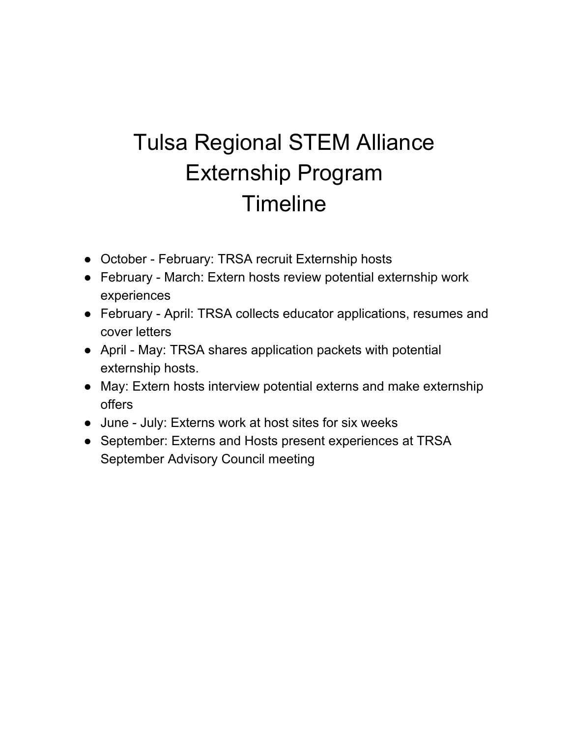# Tulsa Regional STEM Alliance Externship Program Timeline

- October - February: TRSA recruit Externship hosts
- February - March: Extern hosts review potential externship work experiences
- February - April: TRSA collects educator applications, resumes and cover letters
- April - May: TRSA shares application packets with potential externship hosts.
- May: Extern hosts interview potential externs and make externship offers
- June - July: Externs work at host sites for six weeks
- September: Externs and Hosts present experiences at TRSA September Advisory Council meeting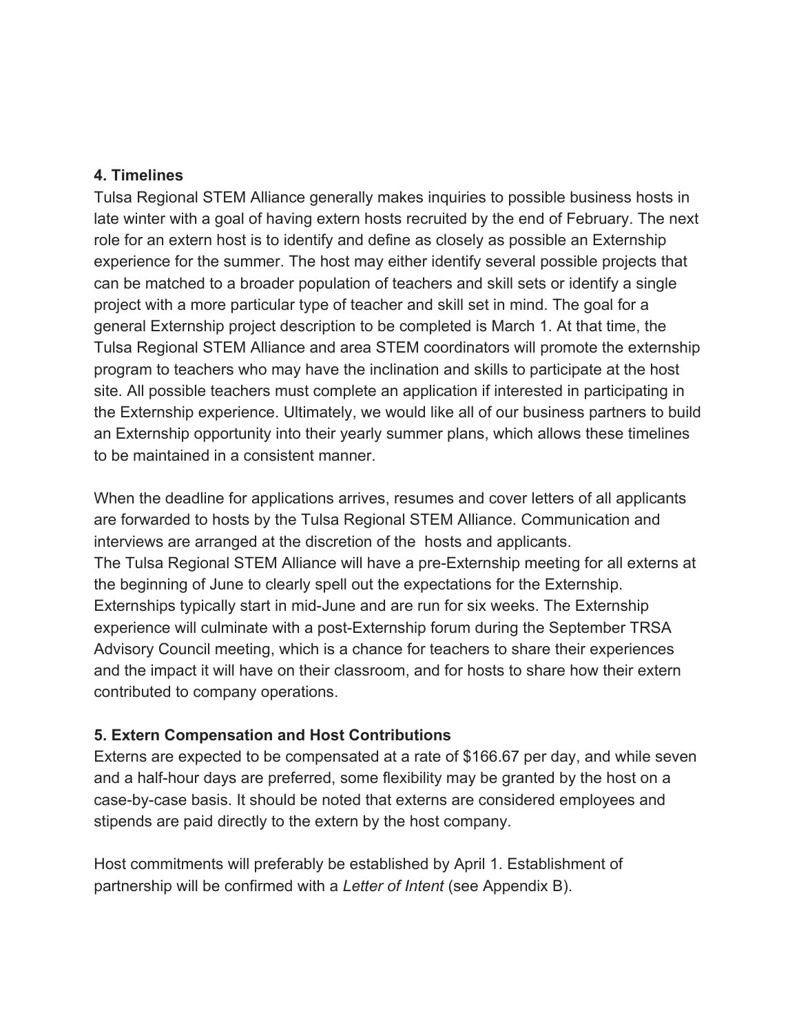## 4. Timelines

Tulsa Regional STEM Alliance generally makes inquiries to possible business hosts in late winter with a goal of having extern hosts recruited by the end of February. The next role for an extern host is to identify and define as closely as possible an Externship experience for the summer. The host may either identify several possible projects that can be matched to a broader population of teachers and skill sets or identify a single project with a more particular type of teacher and skill set in mind. The goal for a general Externship project description to be completed is March 1. At that time, the Tulsa Regional STEM Alliance and area STEM coordinators will promote the externship program to teachers who may have the inclination and skills to participate at the host site. All possible teachers must complete an application if interested in participating in the Externship experience. Ultimately, we would like all of our business partners to build an Externship opportunity into their yearly summer plans, which allows these timelines to be maintained in a consistent manner.

When the deadline for applications arrives, resumes and cover letters of all applicants are forwarded to hosts by the Tulsa Regional STEM Alliance. Communication and interviews are arranged at the discretion of the hosts and applicants.
The Tulsa Regional STEM Alliance will have a pre-Externship meeting for all externs at the beginning of June to clearly spell out the expectations for the Externship. Externships typically start in mid-June and are run for six weeks. The Externship experience will culminate with a post-Externship forum during the September TRSA Advisory Council meeting, which is a chance for teachers to share their experiences and the impact it will have on their classroom, and for hosts to share how their extern contributed to company operations.

## 5. Extern Compensation and Host Contributions

Externs are expected to be compensated at a rate of $166.67 per day, and while seven and a half-hour days are preferred, some flexibility may be granted by the host on a case-by-case basis. It should be noted that externs are considered employees and stipends are paid directly to the extern by the host company.

Host commitments will preferably be established by April 1. Establishment of partnership will be confirmed with a *Letter of Intent* (see Appendix B).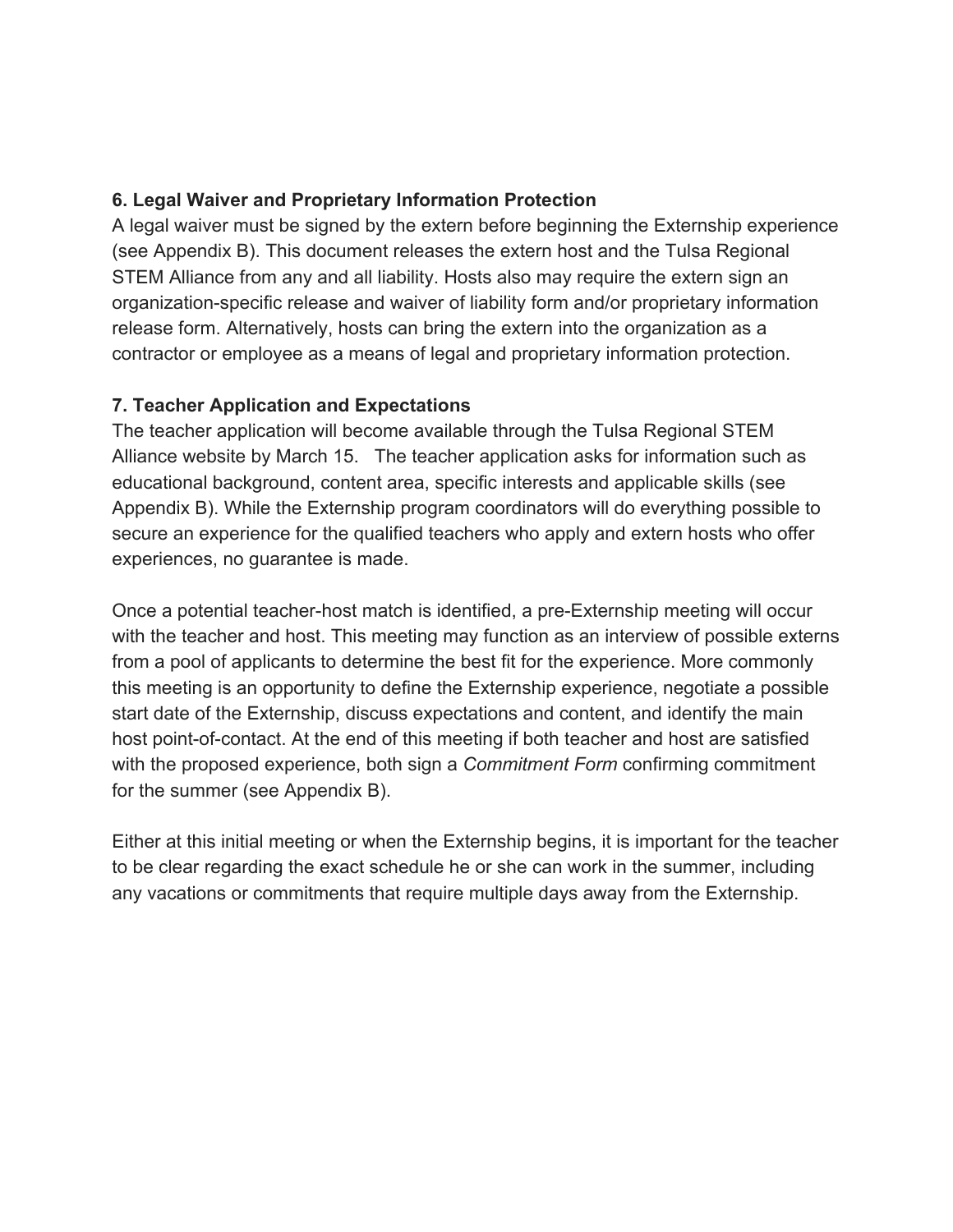**6. Legal Waiver and Proprietary Information Protection**

A legal waiver must be signed by the extern before beginning the Externship experience (see Appendix B). This document releases the extern host and the Tulsa Regional STEM Alliance from any and all liability. Hosts also may require the extern sign an organization-specific release and waiver of liability form and/or proprietary information release form. Alternatively, hosts can bring the extern into the organization as a contractor or employee as a means of legal and proprietary information protection.

**7. Teacher Application and Expectations**

The teacher application will become available through the Tulsa Regional STEM Alliance website by March 15. The teacher application asks for information such as educational background, content area, specific interests and applicable skills (see Appendix B). While the Externship program coordinators will do everything possible to secure an experience for the qualified teachers who apply and extern hosts who offer experiences, no guarantee is made.

Once a potential teacher-host match is identified, a pre-Externship meeting will occur with the teacher and host. This meeting may function as an interview of possible externs from a pool of applicants to determine the best fit for the experience. More commonly this meeting is an opportunity to define the Externship experience, negotiate a possible start date of the Externship, discuss expectations and content, and identify the main host point-of-contact. At the end of this meeting if both teacher and host are satisfied with the proposed experience, both sign a *Commitment Form* confirming commitment for the summer (see Appendix B).

Either at this initial meeting or when the Externship begins, it is important for the teacher to be clear regarding the exact schedule he or she can work in the summer, including any vacations or commitments that require multiple days away from the Externship.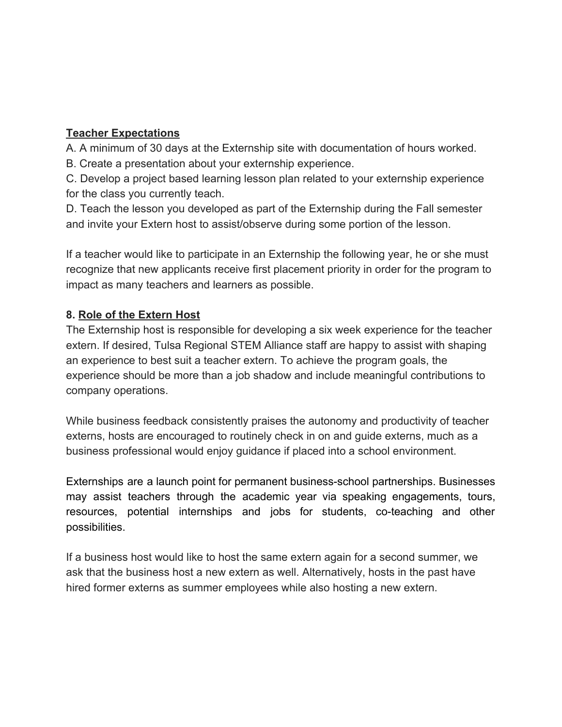## Teacher Expectations

A. A minimum of 30 days at the Externship site with documentation of hours worked.
B. Create a presentation about your externship experience.
C. Develop a project based learning lesson plan related to your externship experience for the class you currently teach.
D. Teach the lesson you developed as part of the Externship during the Fall semester and invite your Extern host to assist/observe during some portion of the lesson.

If a teacher would like to participate in an Externship the following year, he or she must recognize that new applicants receive first placement priority in order for the program to impact as many teachers and learners as possible.

## 8. Role of the Extern Host

The Externship host is responsible for developing a six week experience for the teacher extern. If desired, Tulsa Regional STEM Alliance staff are happy to assist with shaping an experience to best suit a teacher extern. To achieve the program goals, the experience should be more than a job shadow and include meaningful contributions to company operations.

While business feedback consistently praises the autonomy and productivity of teacher externs, hosts are encouraged to routinely check in on and guide externs, much as a business professional would enjoy guidance if placed into a school environment.

Externships are a launch point for permanent business-school partnerships. Businesses may assist teachers through the academic year via speaking engagements, tours, resources, potential internships and jobs for students, co-teaching and other possibilities.

If a business host would like to host the same extern again for a second summer, we ask that the business host a new extern as well. Alternatively, hosts in the past have hired former externs as summer employees while also hosting a new extern.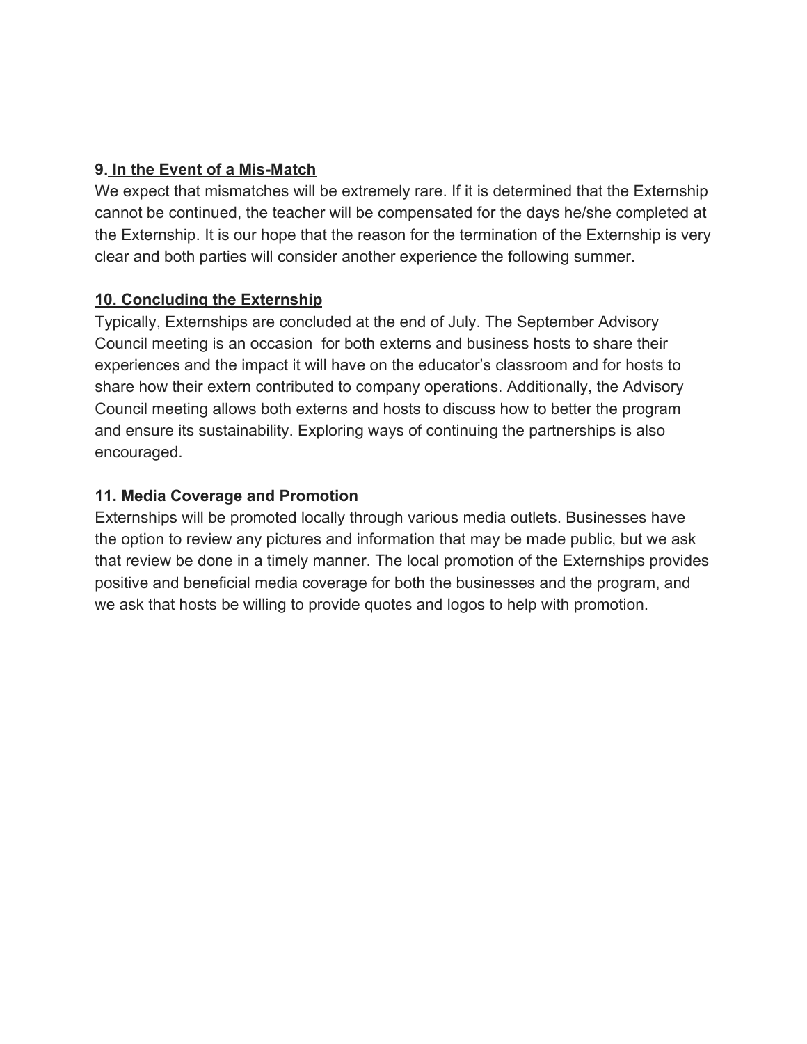### 9. In the Event of a Mis-Match

We expect that mismatches will be extremely rare. If it is determined that the Externship cannot be continued, the teacher will be compensated for the days he/she completed at the Externship. It is our hope that the reason for the termination of the Externship is very clear and both parties will consider another experience the following summer.

### 10. Concluding the Externship

Typically, Externships are concluded at the end of July. The September Advisory Council meeting is an occasion for both externs and business hosts to share their experiences and the impact it will have on the educator's classroom and for hosts to share how their extern contributed to company operations. Additionally, the Advisory Council meeting allows both externs and hosts to discuss how to better the program and ensure its sustainability. Exploring ways of continuing the partnerships is also encouraged.

### 11. Media Coverage and Promotion

Externships will be promoted locally through various media outlets. Businesses have the option to review any pictures and information that may be made public, but we ask that review be done in a timely manner. The local promotion of the Externships provides positive and beneficial media coverage for both the businesses and the program, and we ask that hosts be willing to provide quotes and logos to help with promotion.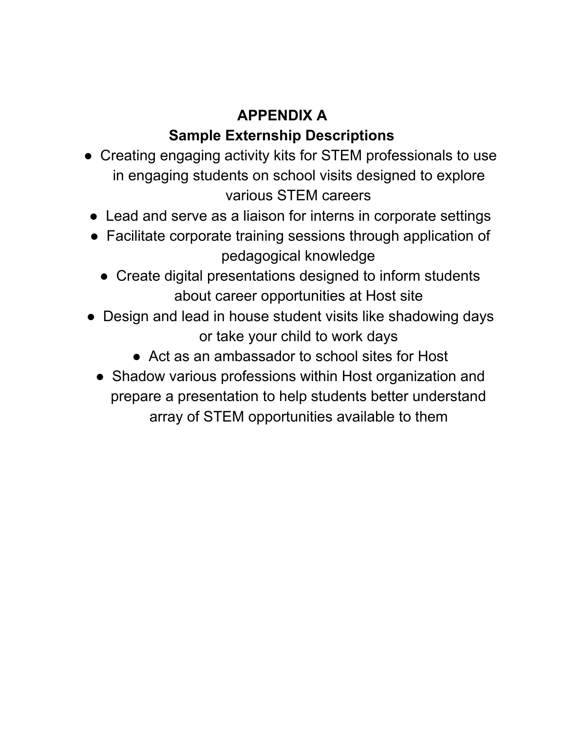# APPENDIX A

## Sample Externship Descriptions

- Creating engaging activity kits for STEM professionals to use in engaging students on school visits designed to explore various STEM careers
- Lead and serve as a liaison for interns in corporate settings
- Facilitate corporate training sessions through application of pedagogical knowledge
- Create digital presentations designed to inform students about career opportunities at Host site
- Design and lead in house student visits like shadowing days or take your child to work days
- Act as an ambassador to school sites for Host
- Shadow various professions within Host organization and prepare a presentation to help students better understand array of STEM opportunities available to them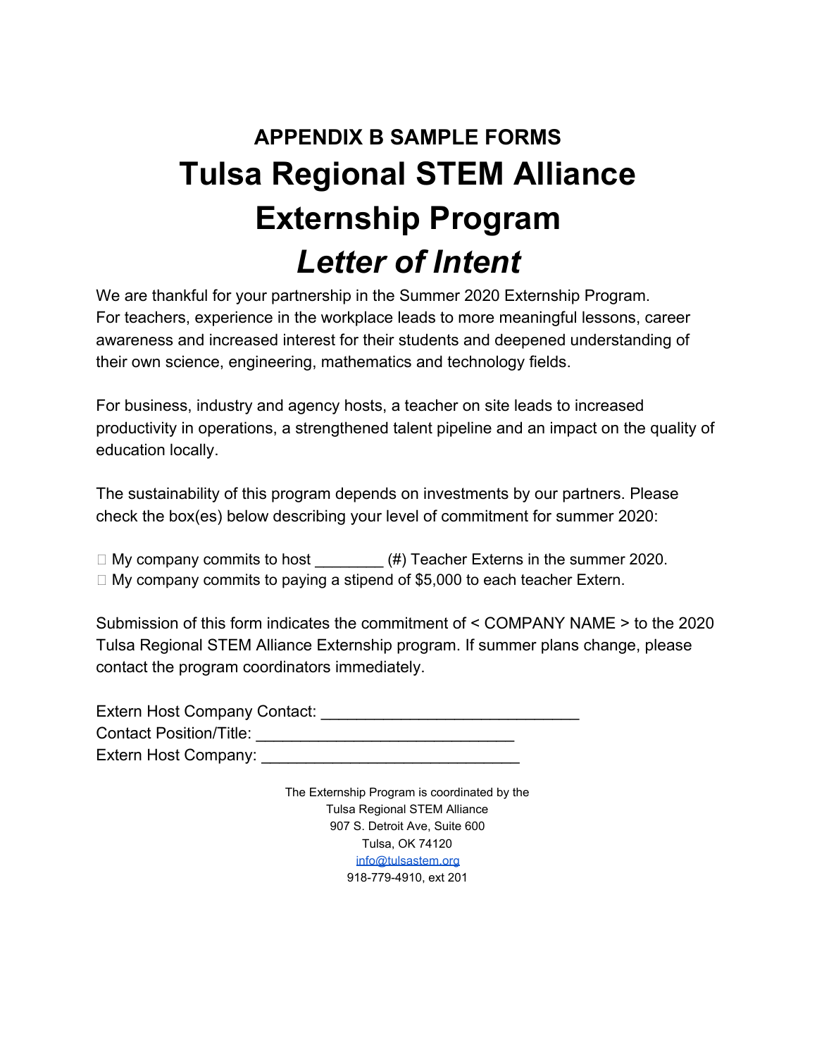# APPENDIX B SAMPLE FORMS

# Tulsa Regional STEM Alliance Externship Program

# *Letter of Intent*

We are thankful for your partnership in the Summer 2020 Externship Program. For teachers, experience in the workplace leads to more meaningful lessons, career awareness and increased interest for their students and deepened understanding of their own science, engineering, mathematics and technology fields.

For business, industry and agency hosts, a teacher on site leads to increased productivity in operations, a strengthened talent pipeline and an impact on the quality of education locally.

The sustainability of this program depends on investments by our partners. Please check the box(es) below describing your level of commitment for summer 2020:

☐ My company commits to host ________ (#) Teacher Externs in the summer 2020.
☐ My company commits to paying a stipend of $5,000 to each teacher Extern.

Submission of this form indicates the commitment of < COMPANY NAME > to the 2020 Tulsa Regional STEM Alliance Externship program. If summer plans change, please contact the program coordinators immediately.

Extern Host Company Contact: ____________________________
Contact Position/Title: ____________________________
Extern Host Company: ____________________________

The Externship Program is coordinated by the
Tulsa Regional STEM Alliance
907 S. Detroit Ave, Suite 600
Tulsa, OK 74120
info@tulsastem.org
918-779-4910, ext 201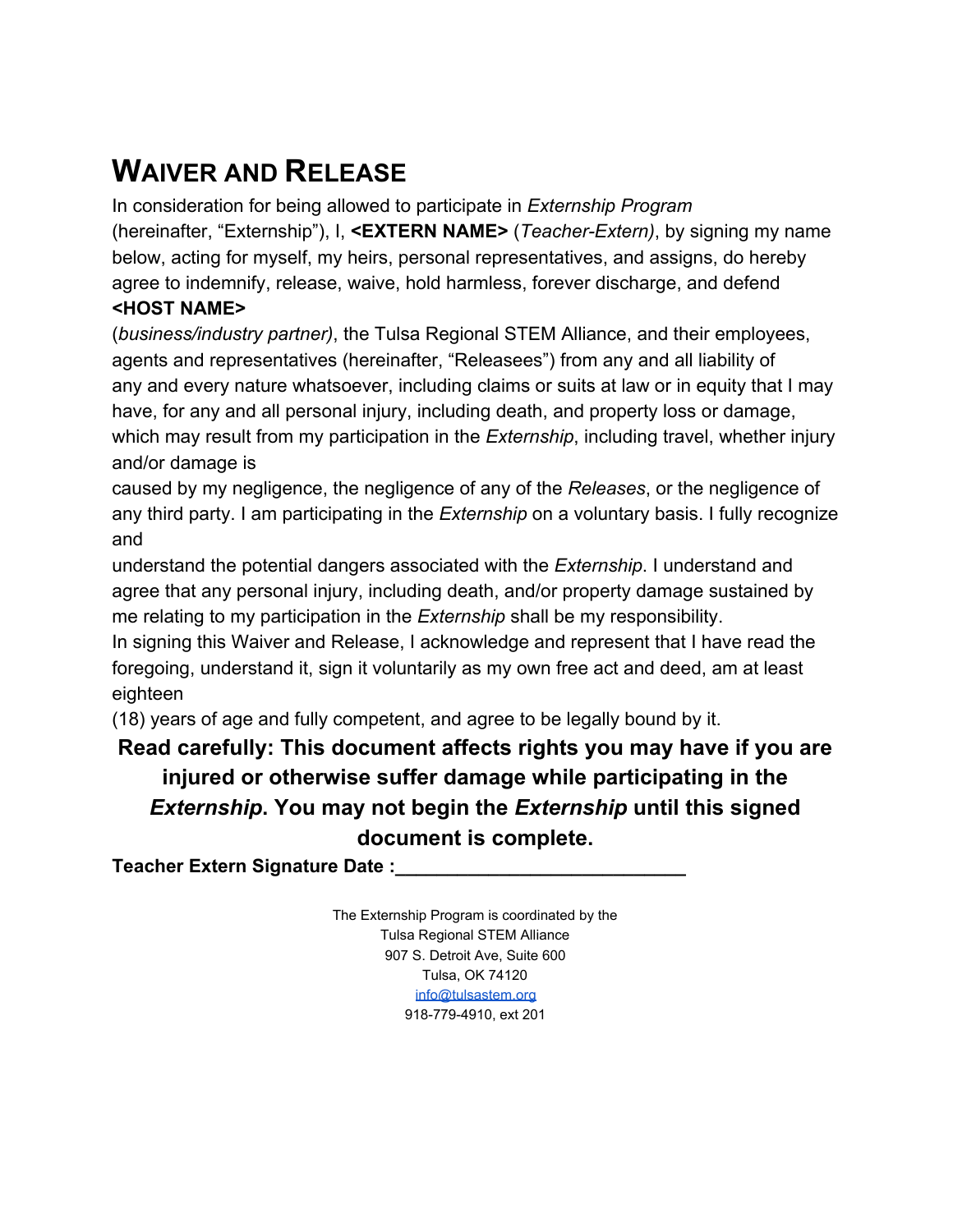# WAIVER AND RELEASE

In consideration for being allowed to participate in *Externship Program* (hereinafter, "Externship"), I, **<EXTERN NAME>** (*Teacher-Extern)*, by signing my name below, acting for myself, my heirs, personal representatives, and assigns, do hereby agree to indemnify, release, waive, hold harmless, forever discharge, and defend **<HOST NAME>** (*business/industry partner)*, the Tulsa Regional STEM Alliance, and their employees, agents and representatives (hereinafter, "Releasees") from any and all liability of any and every nature whatsoever, including claims or suits at law or in equity that I may have, for any and all personal injury, including death, and property loss or damage, which may result from my participation in the *Externship*, including travel, whether injury and/or damage is caused by my negligence, the negligence of any of the *Releases*, or the negligence of any third party. I am participating in the *Externship* on a voluntary basis. I fully recognize and understand the potential dangers associated with the *Externship*. I understand and agree that any personal injury, including death, and/or property damage sustained by me relating to my participation in the *Externship* shall be my responsibility.

In signing this Waiver and Release, I acknowledge and represent that I have read the foregoing, understand it, sign it voluntarily as my own free act and deed, am at least eighteen (18) years of age and fully competent, and agree to be legally bound by it.

**Read carefully: This document affects rights you may have if you are injured or otherwise suffer damage while participating in the *Externship*. You may not begin the *Externship* until this signed document is complete.**

**Teacher Extern Signature Date :____________________________**

The Externship Program is coordinated by the
Tulsa Regional STEM Alliance
907 S. Detroit Ave, Suite 600
Tulsa, OK 74120
info@tulsastem.org
918-779-4910, ext 201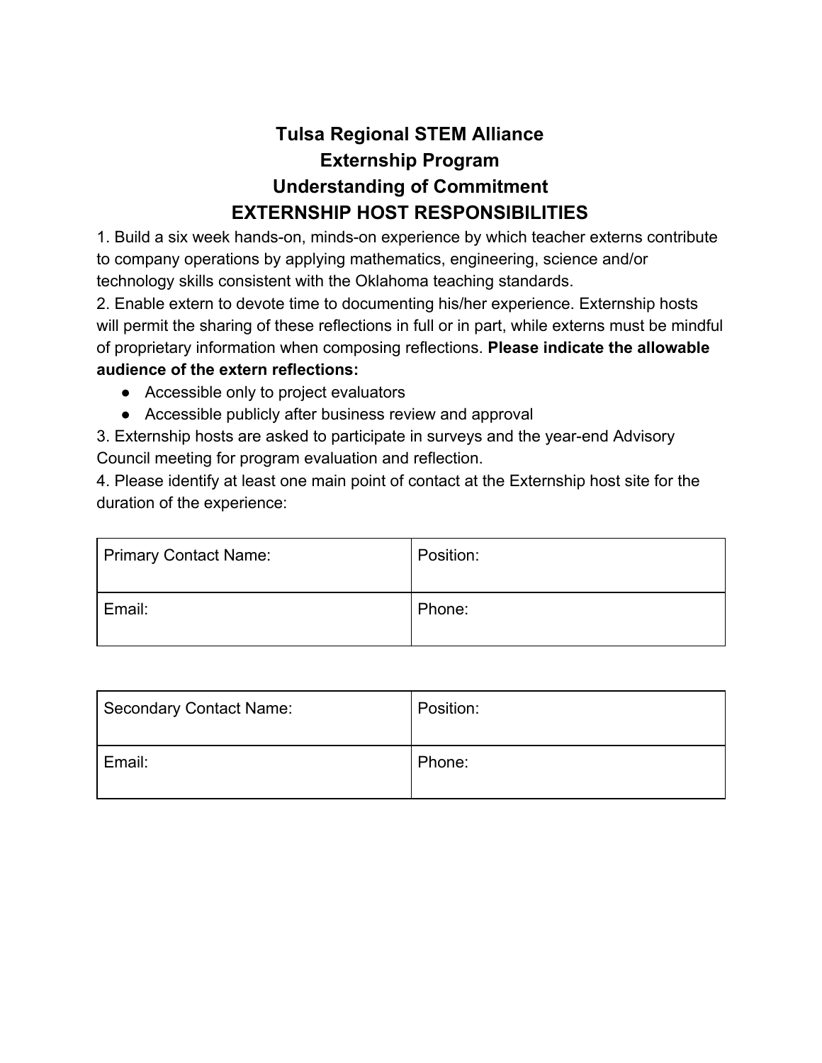# Tulsa Regional STEM Alliance
# Externship Program
# Understanding of Commitment
# EXTERNSHIP HOST RESPONSIBILITIES

1. Build a six week hands-on, minds-on experience by which teacher externs contribute to company operations by applying mathematics, engineering, science and/or technology skills consistent with the Oklahoma teaching standards.
2. Enable extern to devote time to documenting his/her experience. Externship hosts will permit the sharing of these reflections in full or in part, while externs must be mindful of proprietary information when composing reflections. **Please indicate the allowable audience of the extern reflections:**
   - Accessible only to project evaluators
   - Accessible publicly after business review and approval
3. Externship hosts are asked to participate in surveys and the year-end Advisory Council meeting for program evaluation and reflection.
4. Please identify at least one main point of contact at the Externship host site for the duration of the experience:

| Primary Contact Name: | Position: |
|---|---|
| Email: | Phone: |

| Secondary Contact Name: | Position: |
|---|---|
| Email: | Phone: |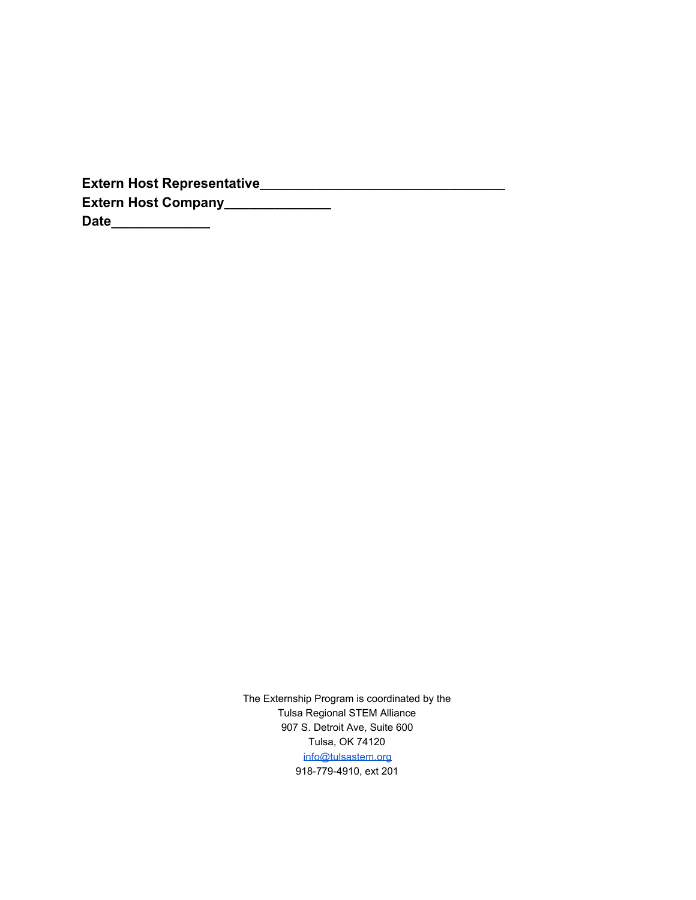**Extern Host Representative________________________________**
**Extern Host Company______________**
**Date_____________**

The Externship Program is coordinated by the
Tulsa Regional STEM Alliance
907 S. Detroit Ave, Suite 600
Tulsa, OK 74120
info@tulsastem.org
918-779-4910, ext 201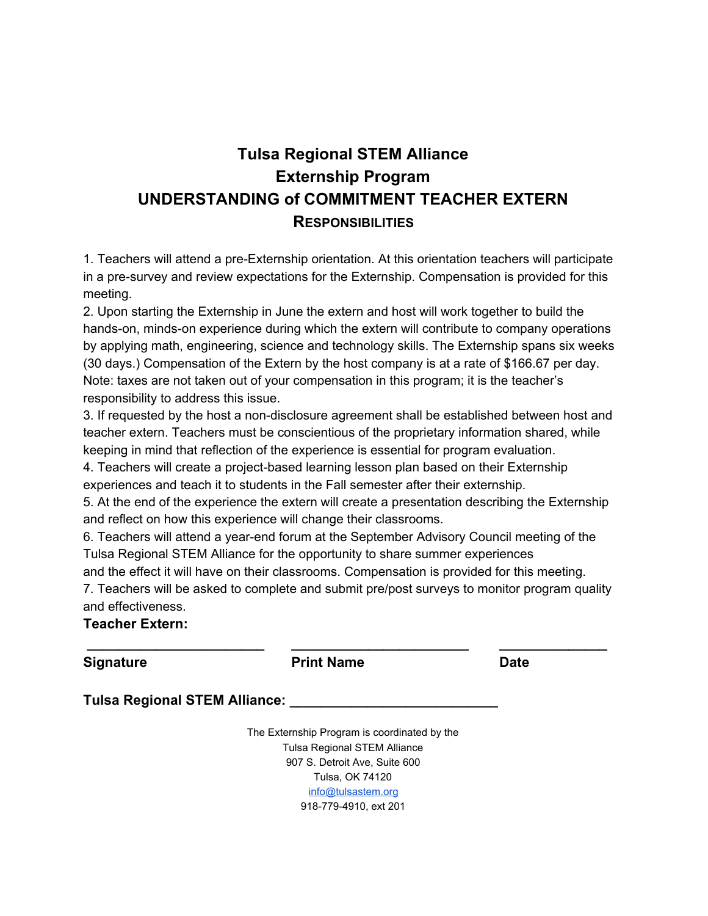# Tulsa Regional STEM Alliance
# Externship Program
# UNDERSTANDING of COMMITMENT TEACHER EXTERN
## RESPONSIBILITIES

1. Teachers will attend a pre-Externship orientation. At this orientation teachers will participate in a pre-survey and review expectations for the Externship. Compensation is provided for this meeting.
2. Upon starting the Externship in June the extern and host will work together to build the hands-on, minds-on experience during which the extern will contribute to company operations by applying math, engineering, science and technology skills. The Externship spans six weeks (30 days.) Compensation of the Extern by the host company is at a rate of $166.67 per day. Note: taxes are not taken out of your compensation in this program; it is the teacher's responsibility to address this issue.
3. If requested by the host a non-disclosure agreement shall be established between host and teacher extern. Teachers must be conscientious of the proprietary information shared, while keeping in mind that reflection of the experience is essential for program evaluation.
4. Teachers will create a project-based learning lesson plan based on their Externship experiences and teach it to students in the Fall semester after their externship.
5. At the end of the experience the extern will create a presentation describing the Externship and reflect on how this experience will change their classrooms.
6. Teachers will attend a year-end forum at the September Advisory Council meeting of the Tulsa Regional STEM Alliance for the opportunity to share summer experiences and the effect it will have on their classrooms. Compensation is provided for this meeting.
7. Teachers will be asked to complete and submit pre/post surveys to monitor program quality and effectiveness.

**Teacher Extern:**

| ________________________ | ________________________ | ______________ |
|---|---|---|
| **Signature** | **Print Name** | **Date** |

**Tulsa Regional STEM Alliance:** ____________________________

The Externship Program is coordinated by the
Tulsa Regional STEM Alliance
907 S. Detroit Ave, Suite 600
Tulsa, OK 74120
info@tulsastem.org
918-779-4910, ext 201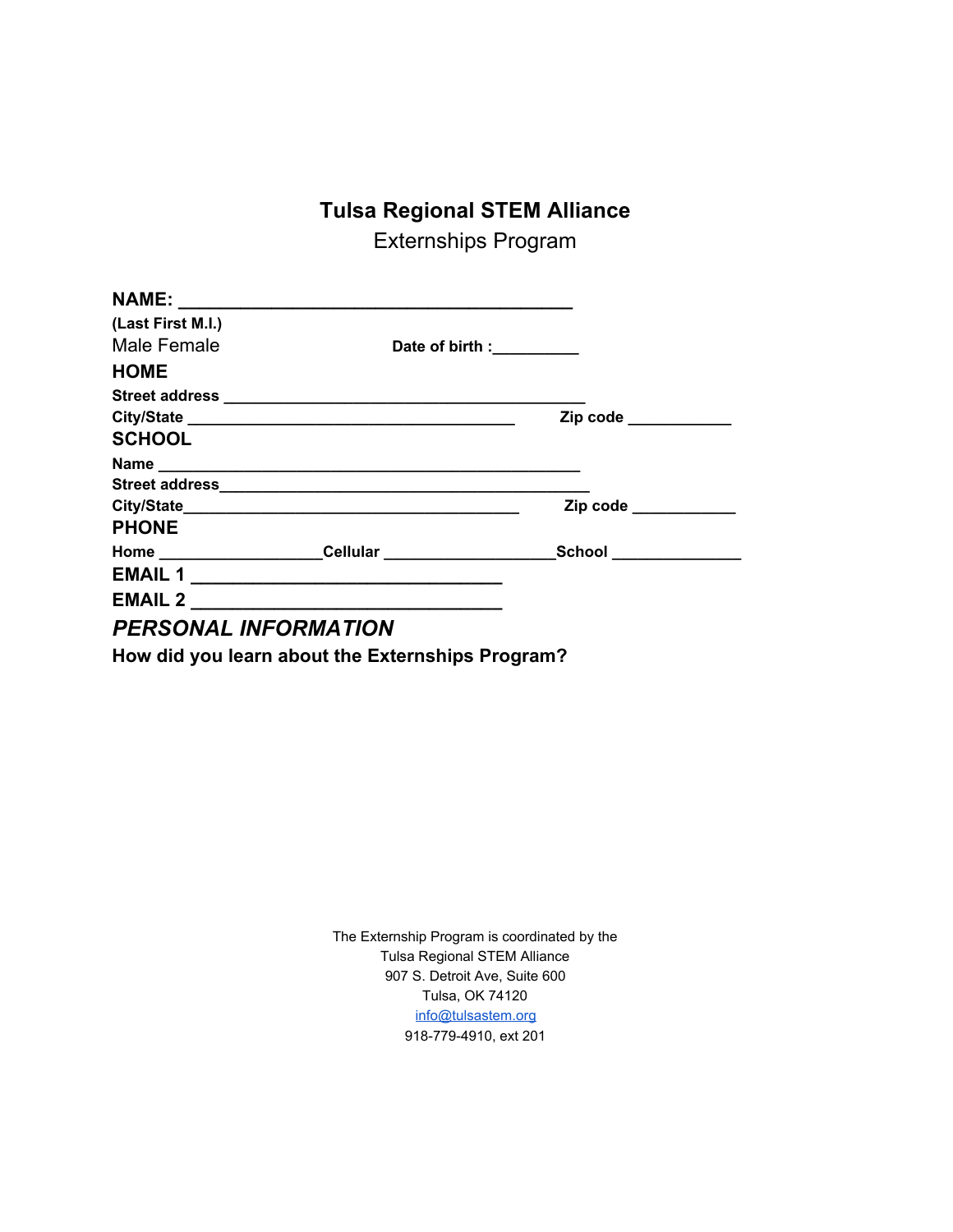# Tulsa Regional STEM Alliance

Externships Program

**NAME: ________________________________________**
**(Last First M.I.)**
Male Female **Date of birth :__________**

**HOME**

**Street address ____________________________________________**
**City/State _______________________________________ Zip code ____________**

**SCHOOL**

**Name ___________________________________________________**
**Street address_____________________________________________**
**City/State________________________________________ Zip code ____________**

**PHONE**

**Home __________________Cellular ____________________School _______________**

**EMAIL 1 ________________________________**

**EMAIL 2 ________________________________**

***PERSONAL INFORMATION***

**How did you learn about the Externships Program?**

The Externship Program is coordinated by the
Tulsa Regional STEM Alliance
907 S. Detroit Ave, Suite 600
Tulsa, OK 74120
info@tulsastem.org
918-779-4910, ext 201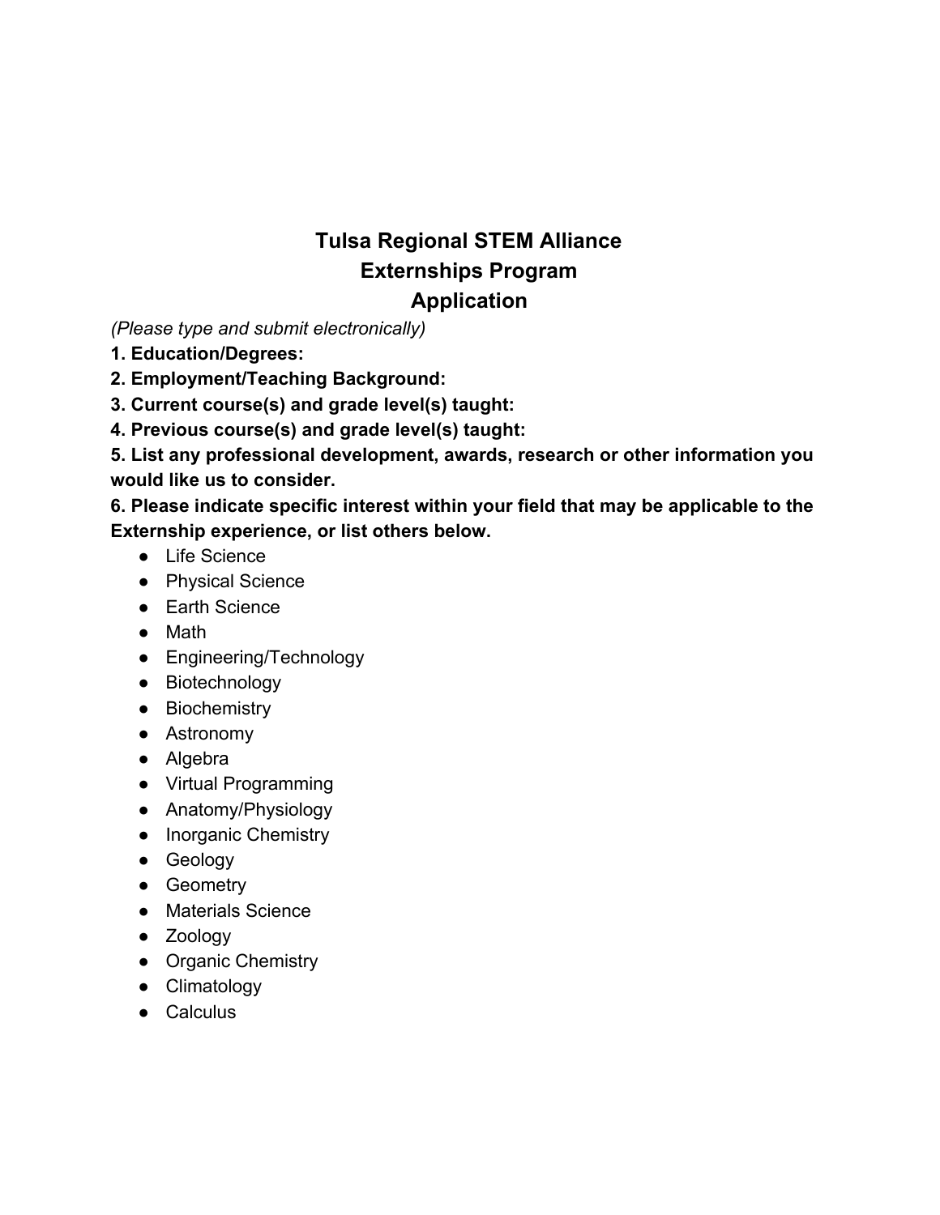# Tulsa Regional STEM Alliance
# Externships Program
# Application

*(Please type and submit electronically)*

**1. Education/Degrees:**

**2. Employment/Teaching Background:**

**3. Current course(s) and grade level(s) taught:**

**4. Previous course(s) and grade level(s) taught:**

**5. List any professional development, awards, research or other information you would like us to consider.**

**6. Please indicate specific interest within your field that may be applicable to the Externship experience, or list others below.**

- Life Science
- Physical Science
- Earth Science
- Math
- Engineering/Technology
- Biotechnology
- Biochemistry
- Astronomy
- Algebra
- Virtual Programming
- Anatomy/Physiology
- Inorganic Chemistry
- Geology
- Geometry
- Materials Science
- Zoology
- Organic Chemistry
- Climatology
- Calculus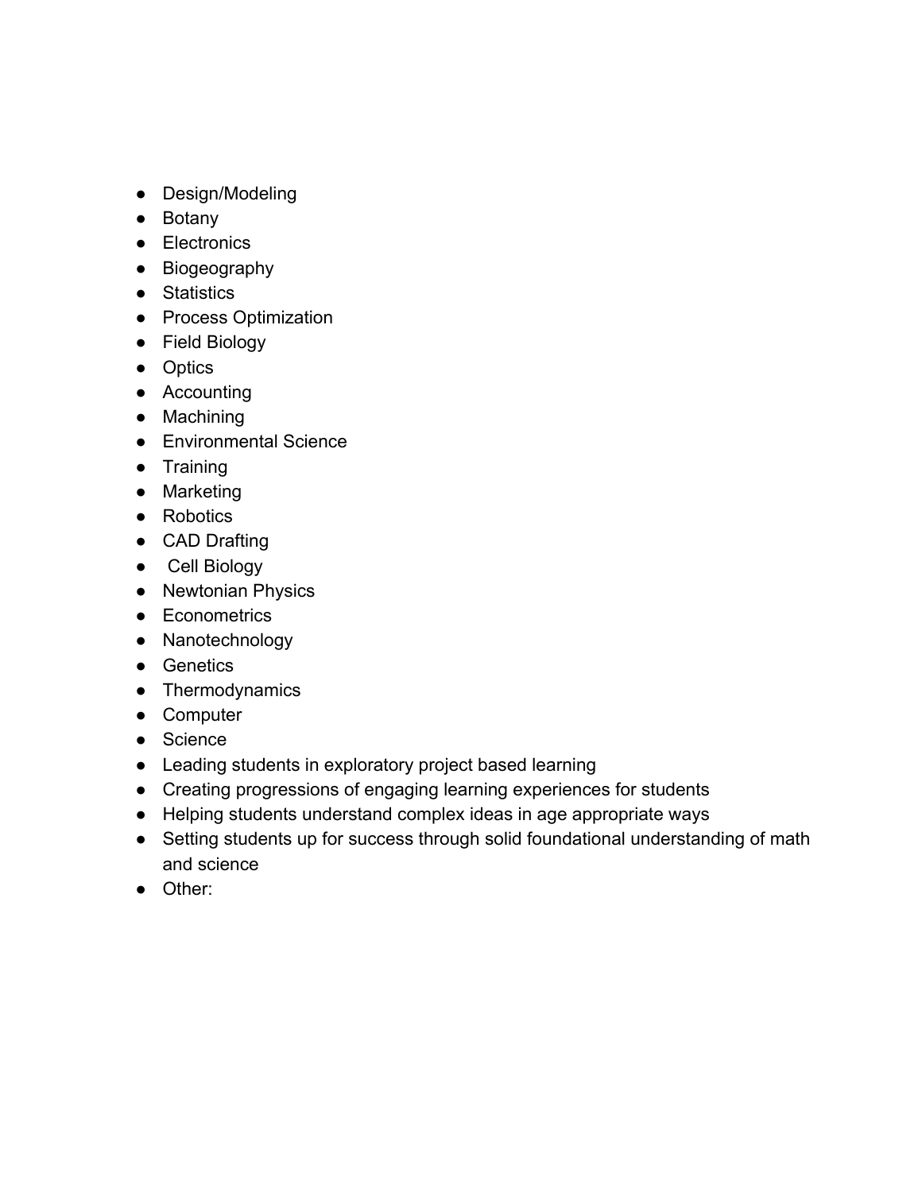- Design/Modeling
- Botany
- Electronics
- Biogeography
- Statistics
- Process Optimization
- Field Biology
- Optics
- Accounting
- Machining
- Environmental Science
- Training
- Marketing
- Robotics
- CAD Drafting
- Cell Biology
- Newtonian Physics
- Econometrics
- Nanotechnology
- Genetics
- Thermodynamics
- Computer
- Science
- Leading students in exploratory project based learning
- Creating progressions of engaging learning experiences for students
- Helping students understand complex ideas in age appropriate ways
- Setting students up for success through solid foundational understanding of math and science
- Other: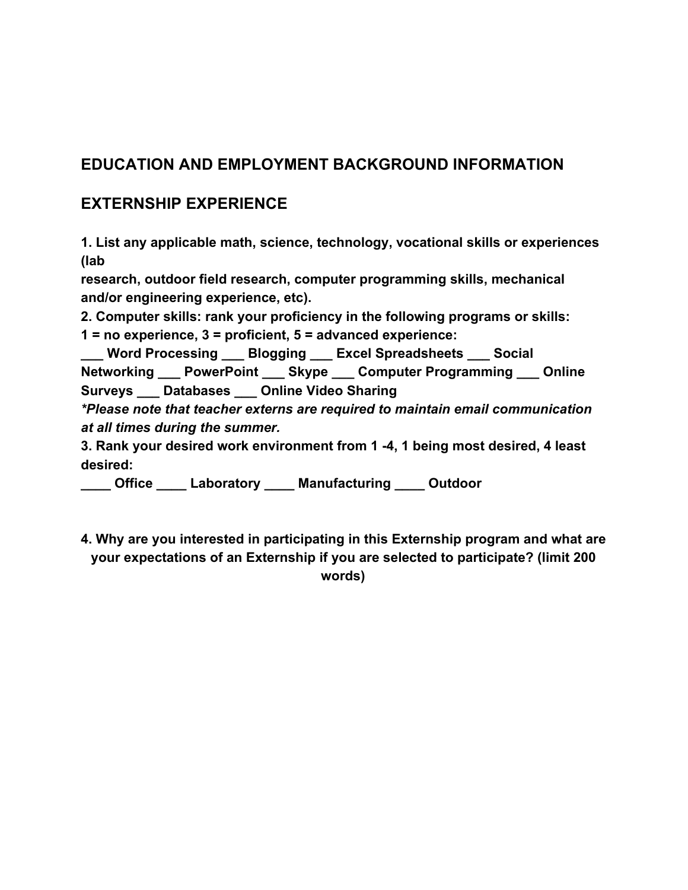## EDUCATION AND EMPLOYMENT BACKGROUND INFORMATION

## EXTERNSHIP EXPERIENCE

**1. List any applicable math, science, technology, vocational skills or experiences (lab research, outdoor field research, computer programming skills, mechanical and/or engineering experience, etc).**

**2. Computer skills: rank your proficiency in the following programs or skills: 1 = no experience, 3 = proficient, 5 = advanced experience:**

**___ Word Processing ___ Blogging ___ Excel Spreadsheets ___ Social Networking ___ PowerPoint ___ Skype ___ Computer Programming ___ Online Surveys ___ Databases ___ Online Video Sharing**

***Please note that teacher externs are required to maintain email communication at all times during the summer.***

**3. Rank your desired work environment from 1 -4, 1 being most desired, 4 least desired:**

**____ Office ____ Laboratory ____ Manufacturing ____ Outdoor**

**4. Why are you interested in participating in this Externship program and what are your expectations of an Externship if you are selected to participate? (limit 200 words)**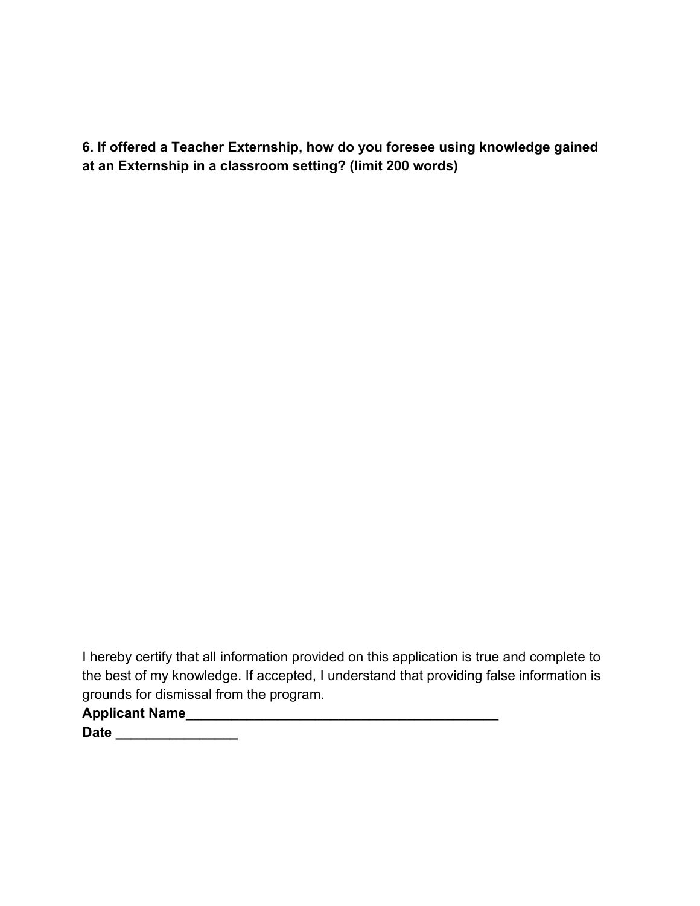**6. If offered a Teacher Externship, how do you foresee using knowledge gained at an Externship in a classroom setting? (limit 200 words)**

I hereby certify that all information provided on this application is true and complete to the best of my knowledge. If accepted, I understand that providing false information is grounds for dismissal from the program.

**Applicant Name**_________________________________________

**Date** ________________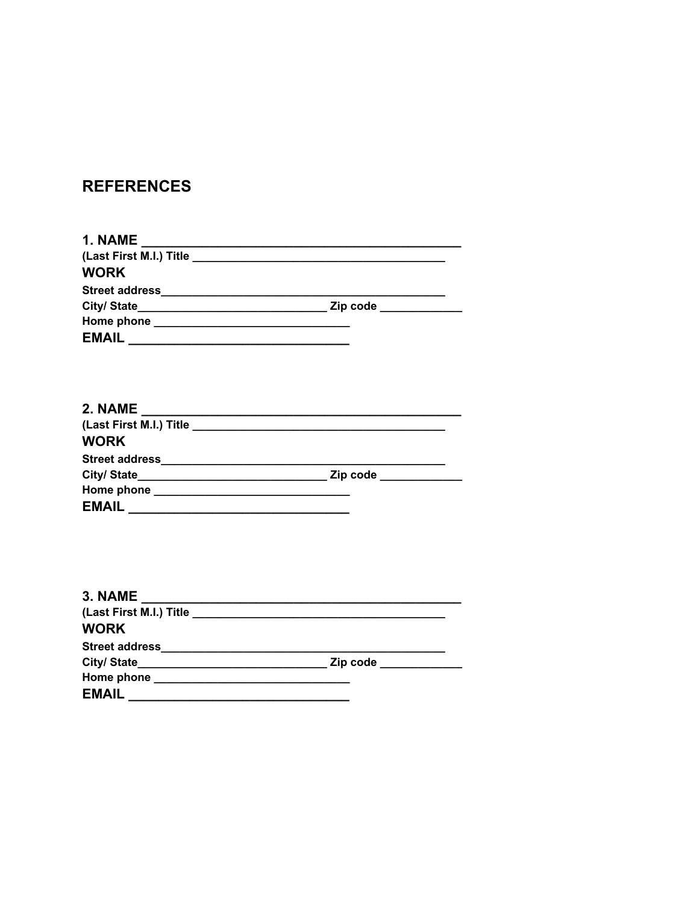## REFERENCES

**1. NAME** ___________________________________________
**(Last First M.I.) Title** ________________________________________
**WORK**
**Street address**______________________________________________
**City/ State**______________________________ **Zip code** _____________
**Home phone** ______________________________
**EMAIL** ______________________________

**2. NAME** ___________________________________________
**(Last First M.I.) Title** ________________________________________
**WORK**
**Street address**______________________________________________
**City/ State**______________________________ **Zip code** _____________
**Home phone** ______________________________
**EMAIL** ______________________________

**3. NAME** ___________________________________________
**(Last First M.I.) Title** ________________________________________
**WORK**
**Street address**______________________________________________
**City/ State**______________________________ **Zip code** _____________
**Home phone** ______________________________
**EMAIL** ______________________________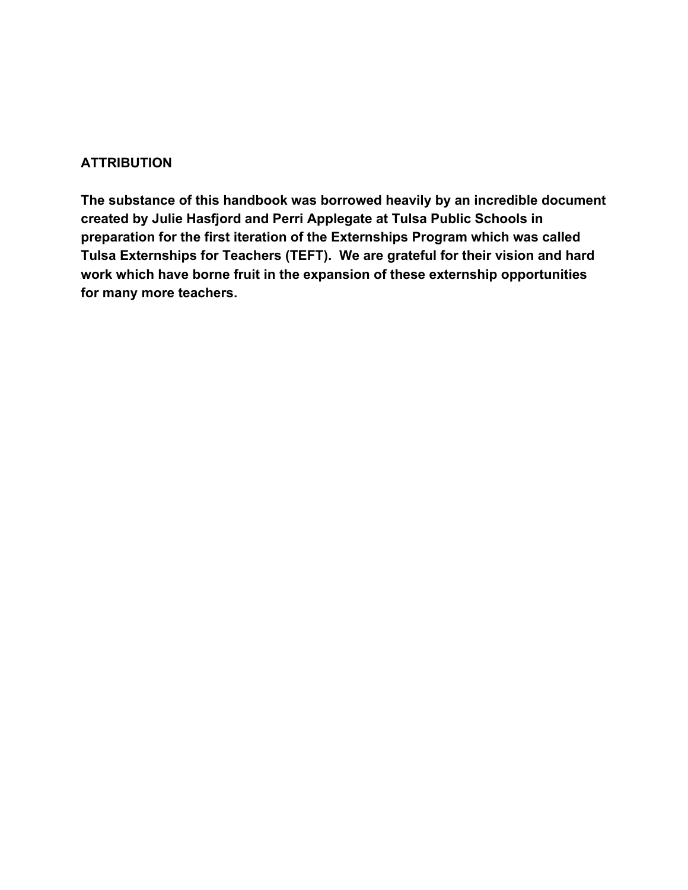## ATTRIBUTION

**The substance of this handbook was borrowed heavily by an incredible document created by Julie Hasfjord and Perri Applegate at Tulsa Public Schools in preparation for the first iteration of the Externships Program which was called Tulsa Externships for Teachers (TEFT). We are grateful for their vision and hard work which have borne fruit in the expansion of these externship opportunities for many more teachers.**